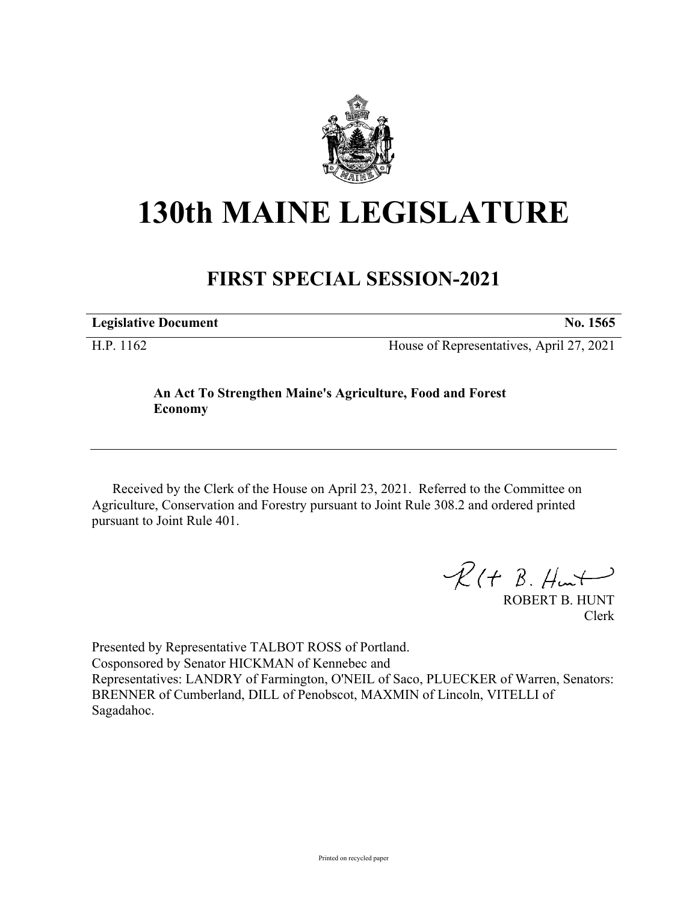# 130th MAINE LEGISLATURE

## FIRST SPECIAL SESSION-2021

| **Legislative Document** | **No. 1565** |
|---|---|
| H.P. 1162 | House of Representatives, April 27, 2021 |

**An Act To Strengthen Maine's Agriculture, Food and Forest Economy**

Received by the Clerk of the House on April 23, 2021. Referred to the Committee on Agriculture, Conservation and Forestry pursuant to Joint Rule 308.2 and ordered printed pursuant to Joint Rule 401.

ROBERT B. HUNT
Clerk

Presented by Representative TALBOT ROSS of Portland.
Cosponsored by Senator HICKMAN of Kennebec and
Representatives: LANDRY of Farmington, O'NEIL of Saco, PLUECKER of Warren, Senators: BRENNER of Cumberland, DILL of Penobscot, MAXMIN of Lincoln, VITELLI of Sagadahoc.

Printed on recycled paper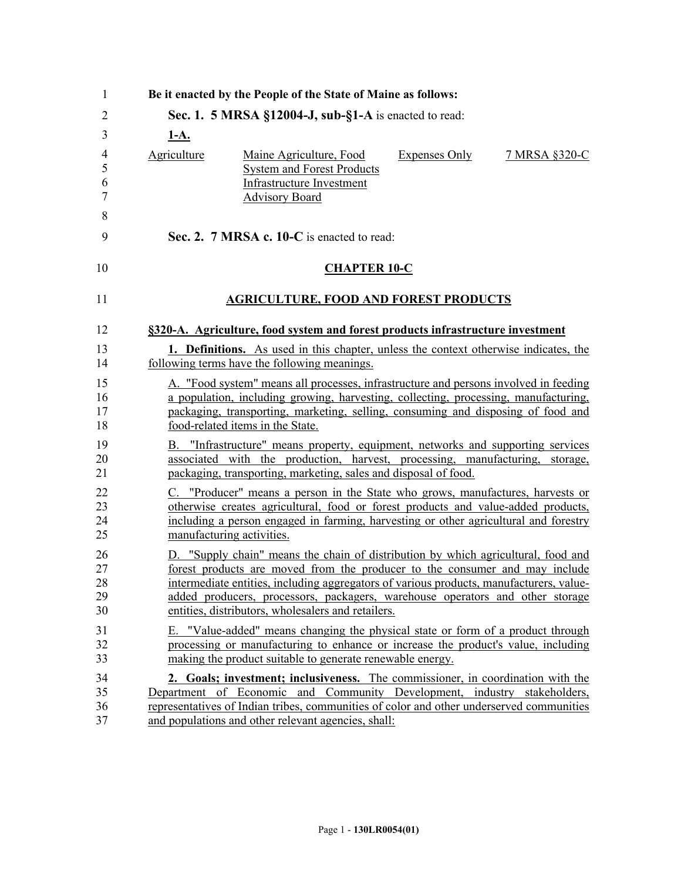**Be it enacted by the People of the State of Maine as follows:**

**Sec. 1. 5 MRSA §12004-J, sub-§1-A** is enacted to read:

**1-A.**

| Agriculture | Maine Agriculture, Food System and Forest Products Infrastructure Investment Advisory Board | Expenses Only | 7 MRSA §320-C |
| --- | --- | --- | --- |

**Sec. 2. 7 MRSA c. 10-C** is enacted to read:

## CHAPTER 10-C

## AGRICULTURE, FOOD AND FOREST PRODUCTS

### §320-A. Agriculture, food system and forest products infrastructure investment

**1. Definitions.** As used in this chapter, unless the context otherwise indicates, the following terms have the following meanings.

A. "Food system" means all processes, infrastructure and persons involved in feeding a population, including growing, harvesting, collecting, processing, manufacturing, packaging, transporting, marketing, selling, consuming and disposing of food and food-related items in the State.

B. "Infrastructure" means property, equipment, networks and supporting services associated with the production, harvest, processing, manufacturing, storage, packaging, transporting, marketing, sales and disposal of food.

C. "Producer" means a person in the State who grows, manufactures, harvests or otherwise creates agricultural, food or forest products and value-added products, including a person engaged in farming, harvesting or other agricultural and forestry manufacturing activities.

D. "Supply chain" means the chain of distribution by which agricultural, food and forest products are moved from the producer to the consumer and may include intermediate entities, including aggregators of various products, manufacturers, value-added producers, processors, packagers, warehouse operators and other storage entities, distributors, wholesalers and retailers.

E. "Value-added" means changing the physical state or form of a product through processing or manufacturing to enhance or increase the product's value, including making the product suitable to generate renewable energy.

**2. Goals; investment; inclusiveness.** The commissioner, in coordination with the Department of Economic and Community Development, industry stakeholders, representatives of Indian tribes, communities of color and other underserved communities and populations and other relevant agencies, shall: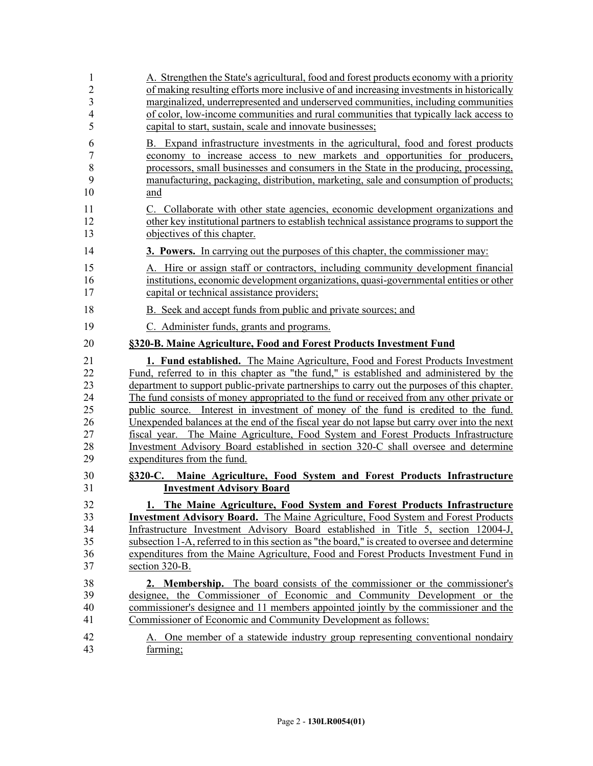A. Strengthen the State's agricultural, food and forest products economy with a priority of making resulting efforts more inclusive of and increasing investments in historically marginalized, underrepresented and underserved communities, including communities of color, low-income communities and rural communities that typically lack access to capital to start, sustain, scale and innovate businesses;

B. Expand infrastructure investments in the agricultural, food and forest products economy to increase access to new markets and opportunities for producers, processors, small businesses and consumers in the State in the producing, processing, manufacturing, packaging, distribution, marketing, sale and consumption of products; and

C. Collaborate with other state agencies, economic development organizations and other key institutional partners to establish technical assistance programs to support the objectives of this chapter.

**3. Powers.** In carrying out the purposes of this chapter, the commissioner may:

A. Hire or assign staff or contractors, including community development financial institutions, economic development organizations, quasi-governmental entities or other capital or technical assistance providers;

B. Seek and accept funds from public and private sources; and

C. Administer funds, grants and programs.

**§320-B. Maine Agriculture, Food and Forest Products Investment Fund**

**1. Fund established.** The Maine Agriculture, Food and Forest Products Investment Fund, referred to in this chapter as "the fund," is established and administered by the department to support public-private partnerships to carry out the purposes of this chapter. The fund consists of money appropriated to the fund or received from any other private or public source. Interest in investment of money of the fund is credited to the fund. Unexpended balances at the end of the fiscal year do not lapse but carry over into the next fiscal year. The Maine Agriculture, Food System and Forest Products Infrastructure Investment Advisory Board established in section 320-C shall oversee and determine expenditures from the fund.

**§320-C. Maine Agriculture, Food System and Forest Products Infrastructure Investment Advisory Board**

**1. The Maine Agriculture, Food System and Forest Products Infrastructure Investment Advisory Board.** The Maine Agriculture, Food System and Forest Products Infrastructure Investment Advisory Board established in Title 5, section 12004-J, subsection 1-A, referred to in this section as "the board," is created to oversee and determine expenditures from the Maine Agriculture, Food and Forest Products Investment Fund in section 320-B.

**2. Membership.** The board consists of the commissioner or the commissioner's designee, the Commissioner of Economic and Community Development or the commissioner's designee and 11 members appointed jointly by the commissioner and the Commissioner of Economic and Community Development as follows:

A. One member of a statewide industry group representing conventional nondairy farming;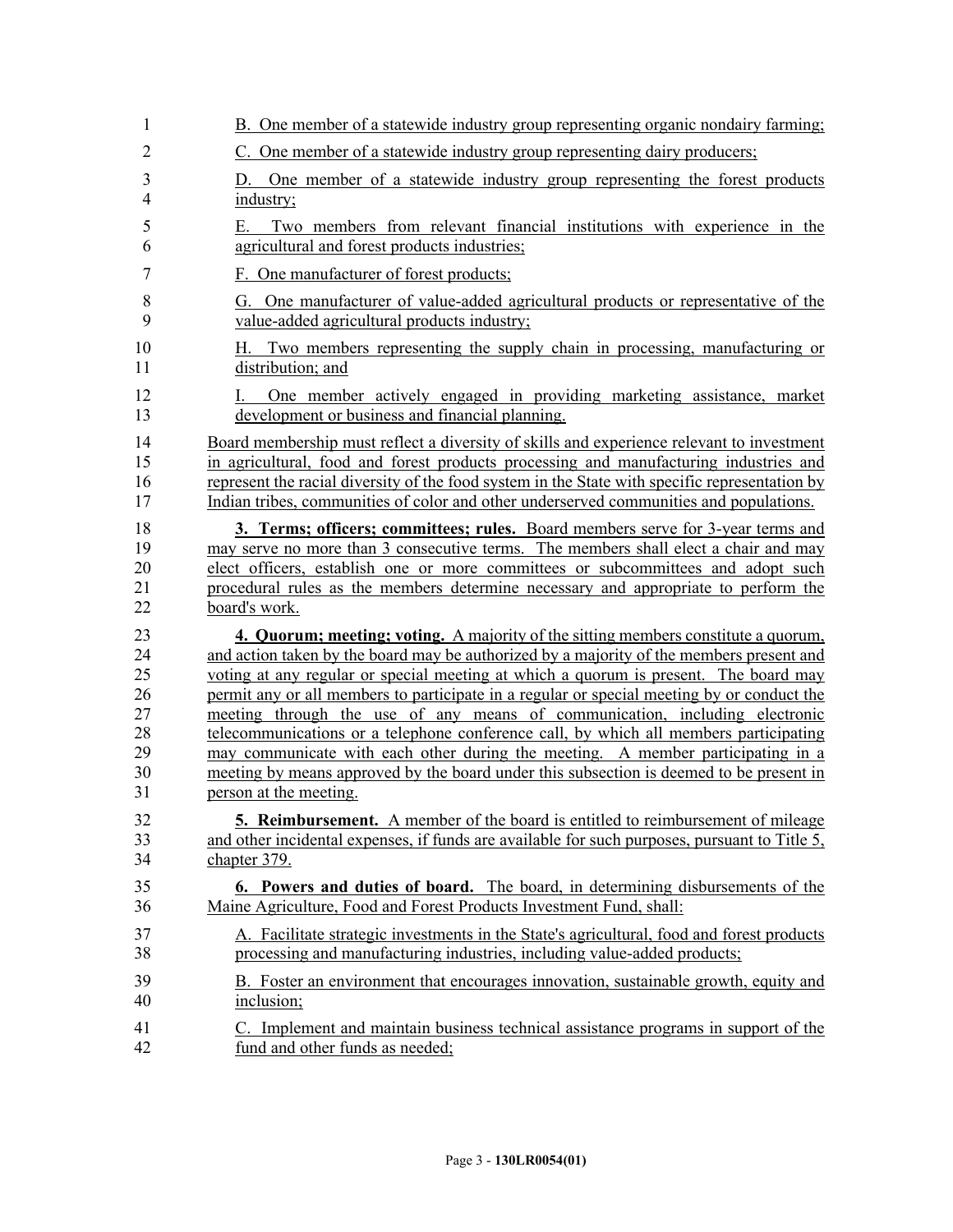B. One member of a statewide industry group representing organic nondairy farming;

C. One member of a statewide industry group representing dairy producers;

D. One member of a statewide industry group representing the forest products industry;

E. Two members from relevant financial institutions with experience in the agricultural and forest products industries;

F. One manufacturer of forest products;

G. One manufacturer of value-added agricultural products or representative of the value-added agricultural products industry;

H. Two members representing the supply chain in processing, manufacturing or distribution; and

I. One member actively engaged in providing marketing assistance, market development or business and financial planning.

Board membership must reflect a diversity of skills and experience relevant to investment in agricultural, food and forest products processing and manufacturing industries and represent the racial diversity of the food system in the State with specific representation by Indian tribes, communities of color and other underserved communities and populations.

**3. Terms; officers; committees; rules.** Board members serve for 3-year terms and may serve no more than 3 consecutive terms. The members shall elect a chair and may elect officers, establish one or more committees or subcommittees and adopt such procedural rules as the members determine necessary and appropriate to perform the board's work.

**4. Quorum; meeting; voting.** A majority of the sitting members constitute a quorum, and action taken by the board may be authorized by a majority of the members present and voting at any regular or special meeting at which a quorum is present. The board may permit any or all members to participate in a regular or special meeting by or conduct the meeting through the use of any means of communication, including electronic telecommunications or a telephone conference call, by which all members participating may communicate with each other during the meeting. A member participating in a meeting by means approved by the board under this subsection is deemed to be present in person at the meeting.

**5. Reimbursement.** A member of the board is entitled to reimbursement of mileage and other incidental expenses, if funds are available for such purposes, pursuant to Title 5, chapter 379.

**6. Powers and duties of board.** The board, in determining disbursements of the Maine Agriculture, Food and Forest Products Investment Fund, shall:

A. Facilitate strategic investments in the State's agricultural, food and forest products processing and manufacturing industries, including value-added products;

B. Foster an environment that encourages innovation, sustainable growth, equity and inclusion;

C. Implement and maintain business technical assistance programs in support of the fund and other funds as needed;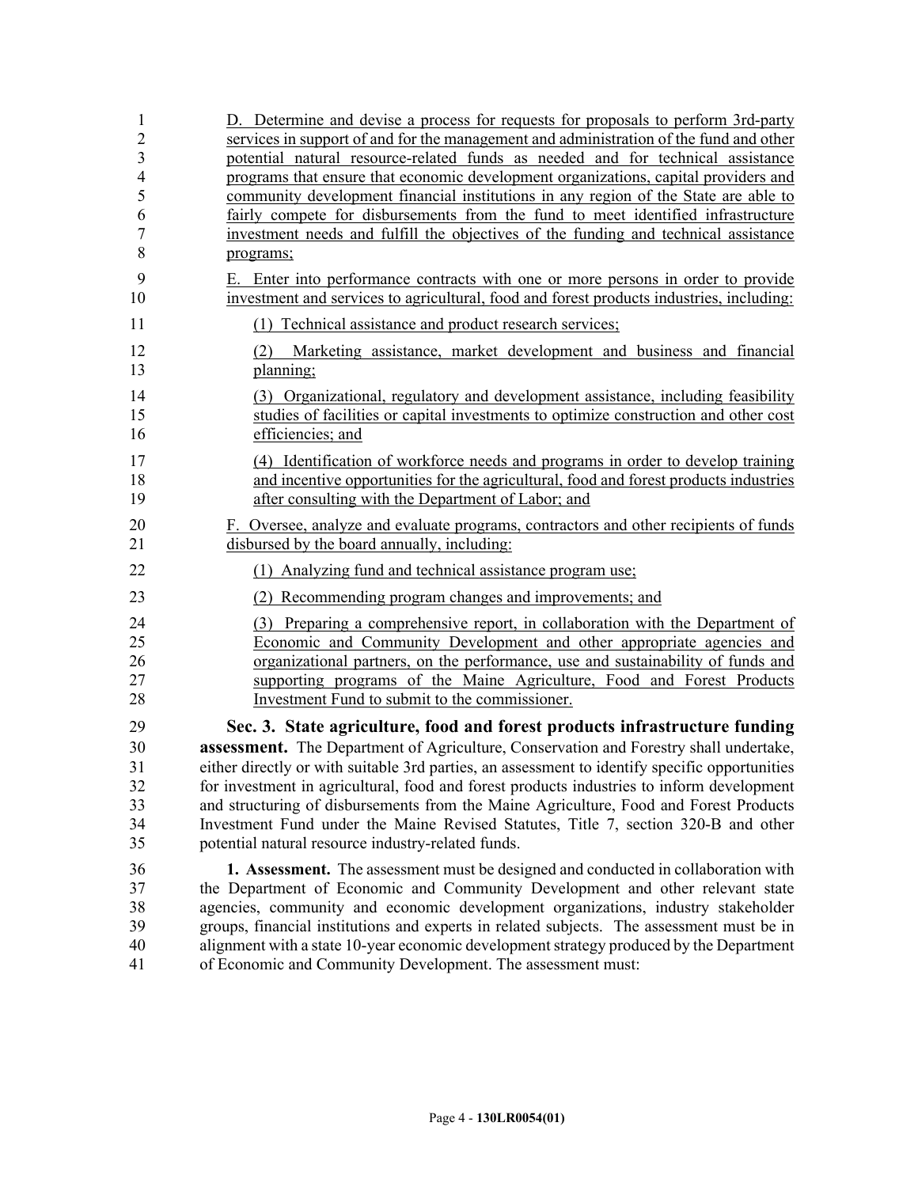D. Determine and devise a process for requests for proposals to perform 3rd-party services in support of and for the management and administration of the fund and other potential natural resource-related funds as needed and for technical assistance programs that ensure that economic development organizations, capital providers and community development financial institutions in any region of the State are able to fairly compete for disbursements from the fund to meet identified infrastructure investment needs and fulfill the objectives of the funding and technical assistance programs;

E. Enter into performance contracts with one or more persons in order to provide investment and services to agricultural, food and forest products industries, including:

(1) Technical assistance and product research services;

(2) Marketing assistance, market development and business and financial planning;

(3) Organizational, regulatory and development assistance, including feasibility studies of facilities or capital investments to optimize construction and other cost efficiencies; and

(4) Identification of workforce needs and programs in order to develop training and incentive opportunities for the agricultural, food and forest products industries after consulting with the Department of Labor; and

F. Oversee, analyze and evaluate programs, contractors and other recipients of funds disbursed by the board annually, including:

(1) Analyzing fund and technical assistance program use;

(2) Recommending program changes and improvements; and

(3) Preparing a comprehensive report, in collaboration with the Department of Economic and Community Development and other appropriate agencies and organizational partners, on the performance, use and sustainability of funds and supporting programs of the Maine Agriculture, Food and Forest Products Investment Fund to submit to the commissioner.

**Sec. 3. State agriculture, food and forest products infrastructure funding assessment.** The Department of Agriculture, Conservation and Forestry shall undertake, either directly or with suitable 3rd parties, an assessment to identify specific opportunities for investment in agricultural, food and forest products industries to inform development and structuring of disbursements from the Maine Agriculture, Food and Forest Products Investment Fund under the Maine Revised Statutes, Title 7, section 320-B and other potential natural resource industry-related funds.

**1. Assessment.** The assessment must be designed and conducted in collaboration with the Department of Economic and Community Development and other relevant state agencies, community and economic development organizations, industry stakeholder groups, financial institutions and experts in related subjects. The assessment must be in alignment with a state 10-year economic development strategy produced by the Department of Economic and Community Development. The assessment must: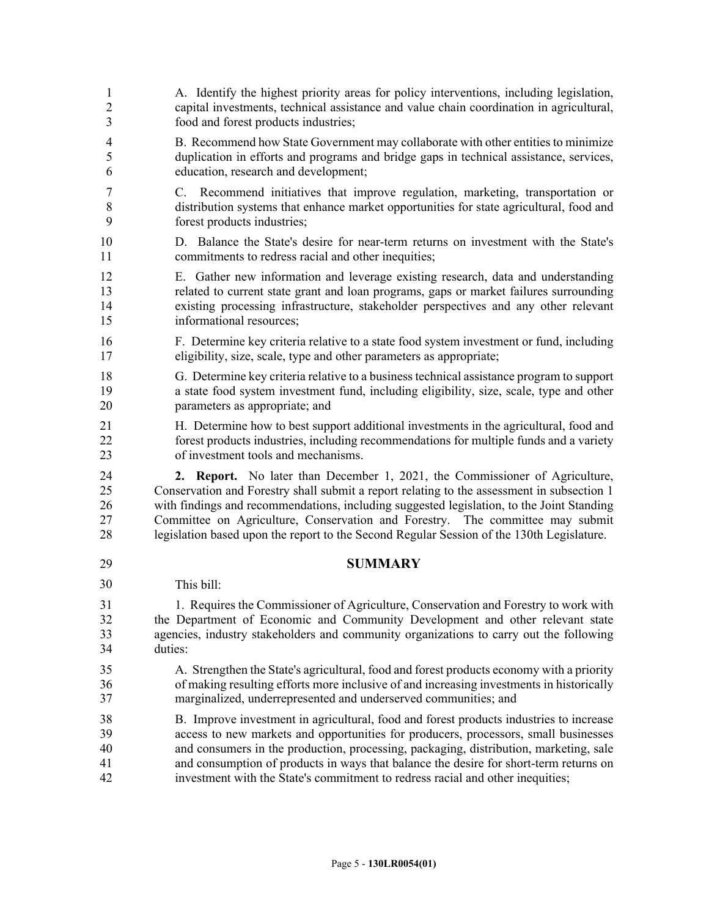A. Identify the highest priority areas for policy interventions, including legislation, capital investments, technical assistance and value chain coordination in agricultural, food and forest products industries;

B. Recommend how State Government may collaborate with other entities to minimize duplication in efforts and programs and bridge gaps in technical assistance, services, education, research and development;

C. Recommend initiatives that improve regulation, marketing, transportation or distribution systems that enhance market opportunities for state agricultural, food and forest products industries;

D. Balance the State's desire for near-term returns on investment with the State's commitments to redress racial and other inequities;

E. Gather new information and leverage existing research, data and understanding related to current state grant and loan programs, gaps or market failures surrounding existing processing infrastructure, stakeholder perspectives and any other relevant informational resources;

F. Determine key criteria relative to a state food system investment or fund, including eligibility, size, scale, type and other parameters as appropriate;

G. Determine key criteria relative to a business technical assistance program to support a state food system investment fund, including eligibility, size, scale, type and other parameters as appropriate; and

H. Determine how to best support additional investments in the agricultural, food and forest products industries, including recommendations for multiple funds and a variety of investment tools and mechanisms.

**2. Report.** No later than December 1, 2021, the Commissioner of Agriculture, Conservation and Forestry shall submit a report relating to the assessment in subsection 1 with findings and recommendations, including suggested legislation, to the Joint Standing Committee on Agriculture, Conservation and Forestry. The committee may submit legislation based upon the report to the Second Regular Session of the 130th Legislature.

## SUMMARY

This bill:

1. Requires the Commissioner of Agriculture, Conservation and Forestry to work with the Department of Economic and Community Development and other relevant state agencies, industry stakeholders and community organizations to carry out the following duties:

A. Strengthen the State's agricultural, food and forest products economy with a priority of making resulting efforts more inclusive of and increasing investments in historically marginalized, underrepresented and underserved communities; and

B. Improve investment in agricultural, food and forest products industries to increase access to new markets and opportunities for producers, processors, small businesses and consumers in the production, processing, packaging, distribution, marketing, sale and consumption of products in ways that balance the desire for short-term returns on investment with the State's commitment to redress racial and other inequities;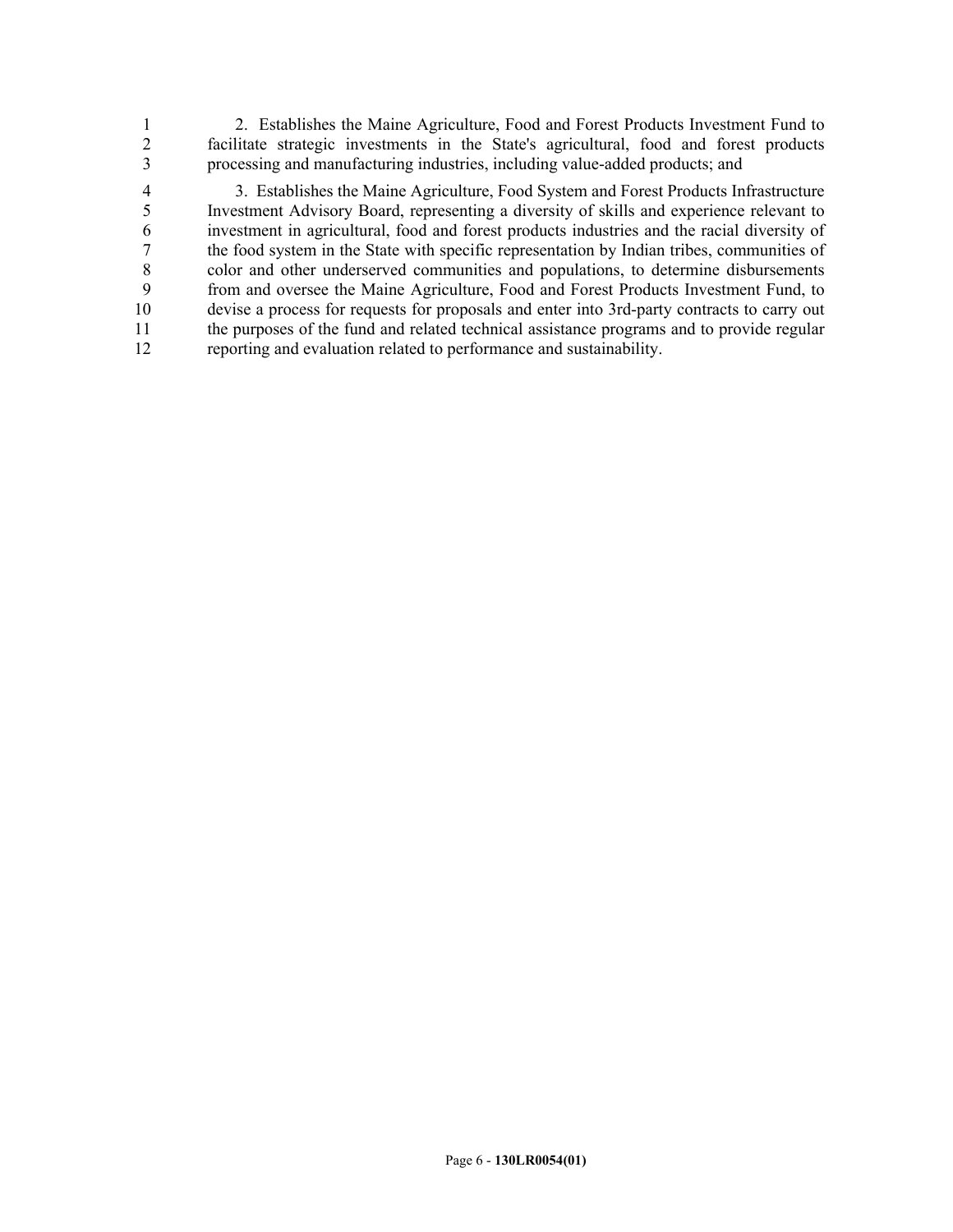2. Establishes the Maine Agriculture, Food and Forest Products Investment Fund to facilitate strategic investments in the State's agricultural, food and forest products processing and manufacturing industries, including value-added products; and

3. Establishes the Maine Agriculture, Food System and Forest Products Infrastructure Investment Advisory Board, representing a diversity of skills and experience relevant to investment in agricultural, food and forest products industries and the racial diversity of the food system in the State with specific representation by Indian tribes, communities of color and other underserved communities and populations, to determine disbursements from and oversee the Maine Agriculture, Food and Forest Products Investment Fund, to devise a process for requests for proposals and enter into 3rd-party contracts to carry out the purposes of the fund and related technical assistance programs and to provide regular reporting and evaluation related to performance and sustainability.